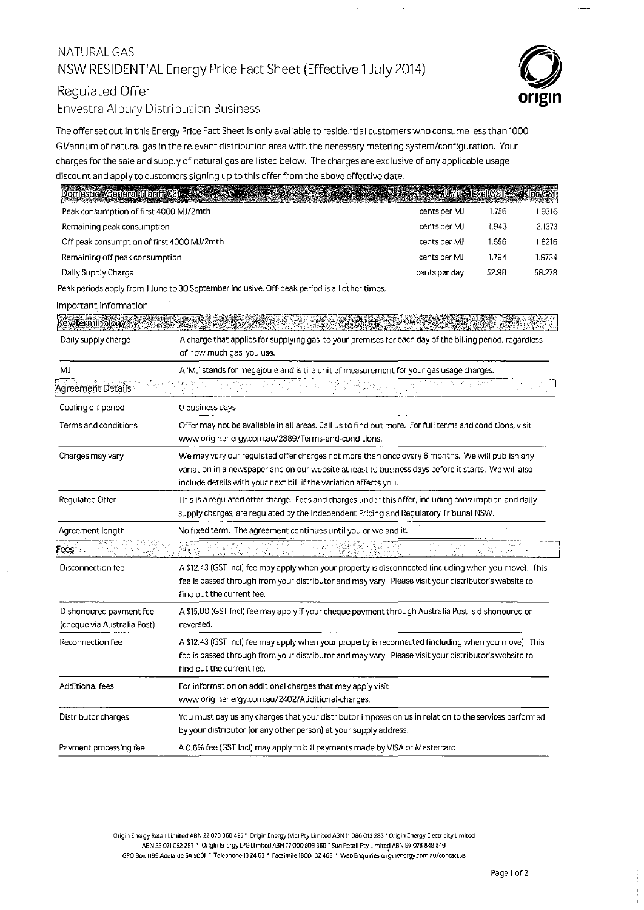# NATURAL GAS

## NSW RESIDENTIAL Energy Price Fact Sheet (Effective 1 July 2014)

## Regulated Offer

### Envestra Albury Distribution Business

The offer set out in this Energy Price Fact Sheet is only available to residential customers who consume less than 1000 GJ/annum of natural gas in the relevant distribution area with the necessary metering system/configuration. Your charges for the sale and supply of natural gas are listed below. The charges are exclusive of any applicable usage discount and apply to customers signing up to this offer from the above effective date.

| Domestic - General (Tariff 03) | Unit | Excl GST | Incl GST |
|---|---|---|---|
| Peak consumption of first 4000 MJ/2mth | cents per MJ | 1.756 | 1.9316 |
| Remaining peak consumption | cents per MJ | 1.943 | 2.1373 |
| Off peak consumption of first 4000 MJ/2mth | cents per MJ | 1.656 | 1.8216 |
| Remaining off peak consumption | cents per MJ | 1.794 | 1.9734 |
| Daily Supply Charge | cents per day | 52.98 | 58.278 |

Peak periods apply from 1 June to 30 September inclusive. Off-peak period is all other times.

Important information

| Key Terminology | |
|---|---|
| Daily supply charge | A charge that applies for supplying gas to your premises for each day of the billing period, regardless of how much gas you use. |
| MJ | A 'MJ' stands for megajoule and is the unit of measurement for your gas usage charges. |
| **Agreement Details** | |
| Cooling off period | 0 business days |
| Terms and conditions | Offer may not be available in all areas. Call us to find out more. For full terms and conditions, visit www.originenergy.com.au/2889/Terms-and-conditions. |
| Charges may vary | We may vary our regulated offer charges not more than once every 6 months. We will publish any variation in a newspaper and on our website at least 10 business days before it starts. We will also include details with your next bill if the variation affects you. |
| Regulated Offer | This is a regulated offer charge. Fees and charges under this offer, including consumption and daily supply charges, are regulated by the Independent Pricing and Regulatory Tribunal NSW. |
| Agreement length | No fixed term. The agreement continues until you or we end it. |
| **Fees** | |
| Disconnection fee | A $12.43 (GST Incl) fee may apply when your property is disconnected (including when you move). This fee is passed through from your distributor and may vary. Please visit your distributor's website to find out the current fee. |
| Dishonoured payment fee (cheque via Australia Post) | A $15.00 (GST Incl) fee may apply if your cheque payment through Australia Post is dishonoured or reversed. |
| Reconnection fee | A $12.43 (GST Incl) fee may apply when your property is reconnected (including when you move). This fee is passed through from your distributor and may vary. Please visit your distributor's website to find out the current fee. |
| Additional fees | For information on additional charges that may apply visit www.originenergy.com.au/2402/Additional-charges. |
| Distributor charges | You must pay us any charges that your distributor imposes on us in relation to the services performed by your distributor (or any other person) at your supply address. |
| Payment processing fee | A 0.6% fee (GST Incl) may apply to bill payments made by VISA or Mastercard. |

Origin Energy Retail Limited ABN 22 078 868 425 • Origin Energy (Vic) Pty Limited ABN 11 086 013 283 • Origin Energy Electricity Limited ABN 33 071 052 287 • Origin Energy LPG Limited ABN 77 000 508 369 • Sun Retail Pty Limited ABN 97 078 848 549
GPO Box 1199 Adelaide SA 5001 • Telephone 13 24 63 • Facsimile 1800 132 463 • Web Enquiries originenergy.com.au/contactus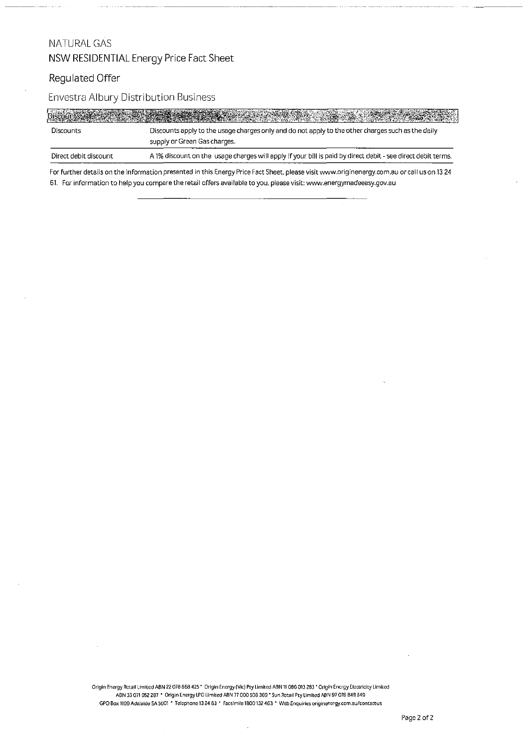# NATURAL GAS

## NSW RESIDENTIAL Energy Price Fact Sheet

### Regulated Offer

### Envestra Albury Distribution Business

| Discounts | |
|---|---|
| Discounts | Discounts apply to the usage charges only and do not apply to the other charges such as the daily supply or Green Gas charges. |
| Direct debit discount | A 1% discount on the usage charges will apply if your bill is paid by direct debit - see direct debit terms. |

For further details on the information presented in this Energy Price Fact Sheet, please visit www.originenergy.com.au or call us on 13 24 61. For information to help you compare the retail offers available to you, please visit: www.energymadeeasy.gov.au

Origin Energy Retail Limited ABN 22 078 868 425 * Origin Energy (Vic) Pty Limited ABN 11 086 013 283 * Origin Energy Electricity Limited ABN 33 071 052 287 * Origin Energy LPG Limited ABN 77 000 508 369 * Sun Retail Pty Limited ABN 97 078 848 549
GPO Box 1199 Adelaide SA 5001 * Telephone 13 24 63 * Facsimile 1800 132 463 * Web Enquiries originenergy.com.au/contactus